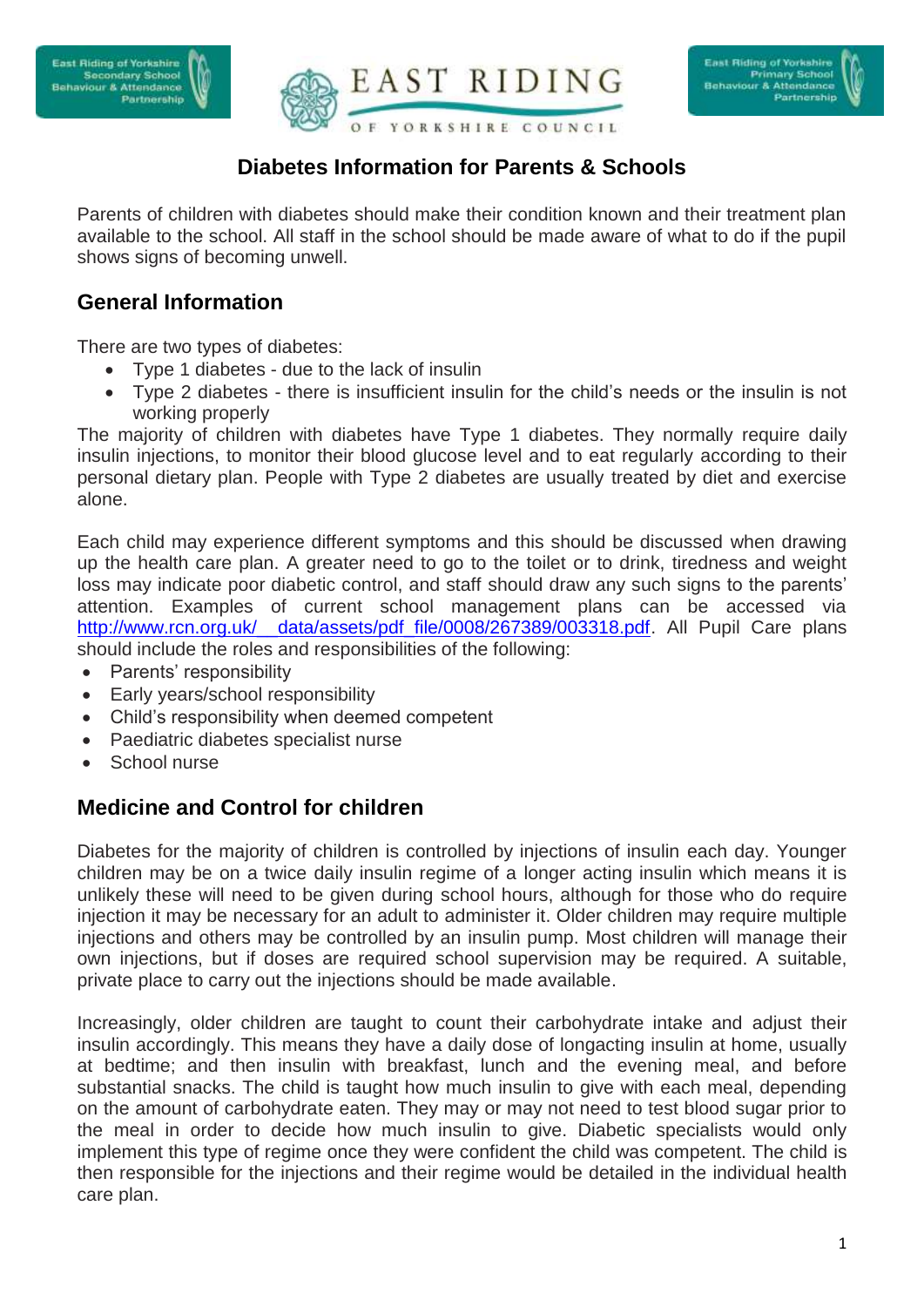## Diabetes Information for Parents & Schools

Parents of children with diabetes should make their condition known and their treatment plan available to the school. All staff in the school should be made aware of what to do if the pupil shows signs of becoming unwell.

## General Information

There are two types of diabetes:

- Type 1 diabetes - due to the lack of insulin
- Type 2 diabetes - there is insufficient insulin for the child's needs or the insulin is not working properly

The majority of children with diabetes have Type 1 diabetes. They normally require daily insulin injections, to monitor their blood glucose level and to eat regularly according to their personal dietary plan. People with Type 2 diabetes are usually treated by diet and exercise alone.

Each child may experience different symptoms and this should be discussed when drawing up the health care plan. A greater need to go to the toilet or to drink, tiredness and weight loss may indicate poor diabetic control, and staff should draw any such signs to the parents' attention. Examples of current school management plans can be accessed via http://www.rcn.org.uk/__data/assets/pdf_file/0008/267389/003318.pdf. All Pupil Care plans should include the roles and responsibilities of the following:

- Parents' responsibility
- Early years/school responsibility
- Child's responsibility when deemed competent
- Paediatric diabetes specialist nurse
- School nurse

## Medicine and Control for children

Diabetes for the majority of children is controlled by injections of insulin each day. Younger children may be on a twice daily insulin regime of a longer acting insulin which means it is unlikely these will need to be given during school hours, although for those who do require injection it may be necessary for an adult to administer it. Older children may require multiple injections and others may be controlled by an insulin pump. Most children will manage their own injections, but if doses are required school supervision may be required. A suitable, private place to carry out the injections should be made available.

Increasingly, older children are taught to count their carbohydrate intake and adjust their insulin accordingly. This means they have a daily dose of longacting insulin at home, usually at bedtime; and then insulin with breakfast, lunch and the evening meal, and before substantial snacks. The child is taught how much insulin to give with each meal, depending on the amount of carbohydrate eaten. They may or may not need to test blood sugar prior to the meal in order to decide how much insulin to give. Diabetic specialists would only implement this type of regime once they were confident the child was competent. The child is then responsible for the injections and their regime would be detailed in the individual health care plan.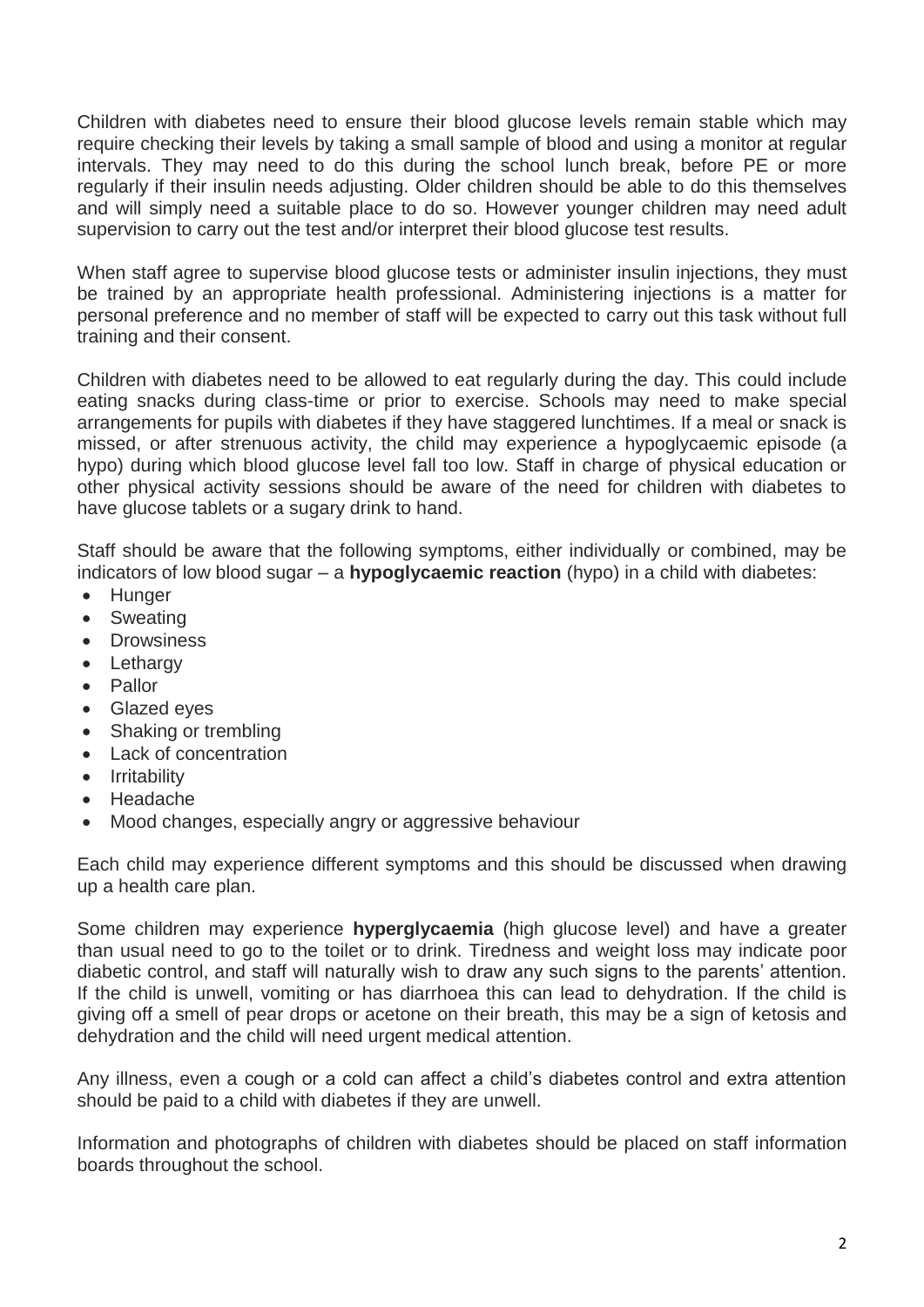Children with diabetes need to ensure their blood glucose levels remain stable which may require checking their levels by taking a small sample of blood and using a monitor at regular intervals. They may need to do this during the school lunch break, before PE or more regularly if their insulin needs adjusting. Older children should be able to do this themselves and will simply need a suitable place to do so. However younger children may need adult supervision to carry out the test and/or interpret their blood glucose test results.

When staff agree to supervise blood glucose tests or administer insulin injections, they must be trained by an appropriate health professional. Administering injections is a matter for personal preference and no member of staff will be expected to carry out this task without full training and their consent.

Children with diabetes need to be allowed to eat regularly during the day. This could include eating snacks during class-time or prior to exercise. Schools may need to make special arrangements for pupils with diabetes if they have staggered lunchtimes. If a meal or snack is missed, or after strenuous activity, the child may experience a hypoglycaemic episode (a hypo) during which blood glucose level fall too low. Staff in charge of physical education or other physical activity sessions should be aware of the need for children with diabetes to have glucose tablets or a sugary drink to hand.

Staff should be aware that the following symptoms, either individually or combined, may be indicators of low blood sugar – a **hypoglycaemic reaction** (hypo) in a child with diabetes:

- Hunger
- Sweating
- Drowsiness
- Lethargy
- Pallor
- Glazed eyes
- Shaking or trembling
- Lack of concentration
- Irritability
- Headache
- Mood changes, especially angry or aggressive behaviour

Each child may experience different symptoms and this should be discussed when drawing up a health care plan.

Some children may experience **hyperglycaemia** (high glucose level) and have a greater than usual need to go to the toilet or to drink. Tiredness and weight loss may indicate poor diabetic control, and staff will naturally wish to draw any such signs to the parents' attention. If the child is unwell, vomiting or has diarrhoea this can lead to dehydration. If the child is giving off a smell of pear drops or acetone on their breath, this may be a sign of ketosis and dehydration and the child will need urgent medical attention.

Any illness, even a cough or a cold can affect a child's diabetes control and extra attention should be paid to a child with diabetes if they are unwell.

Information and photographs of children with diabetes should be placed on staff information boards throughout the school.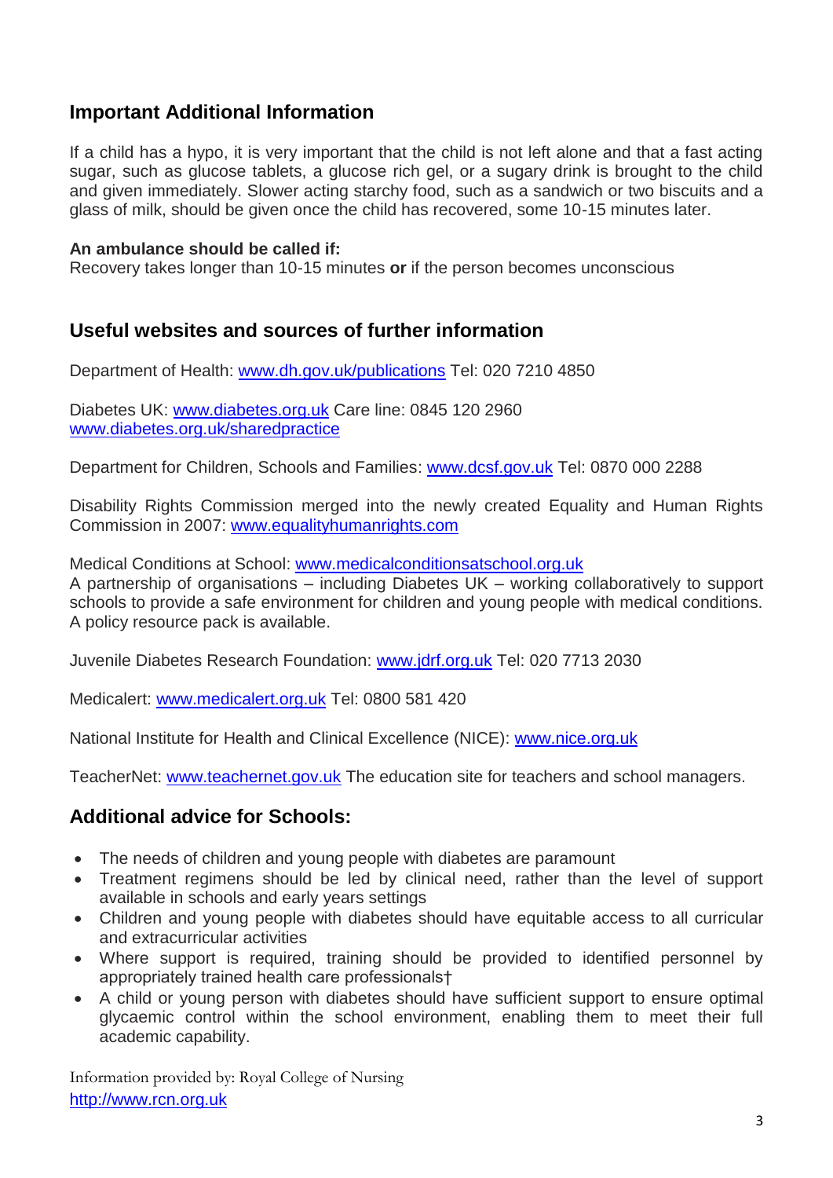## Important Additional Information

If a child has a hypo, it is very important that the child is not left alone and that a fast acting sugar, such as glucose tablets, a glucose rich gel, or a sugary drink is brought to the child and given immediately. Slower acting starchy food, such as a sandwich or two biscuits and a glass of milk, should be given once the child has recovered, some 10-15 minutes later.

**An ambulance should be called if:**
Recovery takes longer than 10-15 minutes **or** if the person becomes unconscious

## Useful websites and sources of further information

Department of Health: www.dh.gov.uk/publications Tel: 020 7210 4850

Diabetes UK: www.diabetes.org.uk Care line: 0845 120 2960
www.diabetes.org.uk/sharedpractice

Department for Children, Schools and Families: www.dcsf.gov.uk Tel: 0870 000 2288

Disability Rights Commission merged into the newly created Equality and Human Rights Commission in 2007: www.equalityhumanrights.com

Medical Conditions at School: www.medicalconditionsatschool.org.uk
A partnership of organisations – including Diabetes UK – working collaboratively to support schools to provide a safe environment for children and young people with medical conditions. A policy resource pack is available.

Juvenile Diabetes Research Foundation: www.jdrf.org.uk Tel: 020 7713 2030

Medicalert: www.medicalert.org.uk Tel: 0800 581 420

National Institute for Health and Clinical Excellence (NICE): www.nice.org.uk

TeacherNet: www.teachernet.gov.uk The education site for teachers and school managers.

## Additional advice for Schools:

- The needs of children and young people with diabetes are paramount
- Treatment regimens should be led by clinical need, rather than the level of support available in schools and early years settings
- Children and young people with diabetes should have equitable access to all curricular and extracurricular activities
- Where support is required, training should be provided to identified personnel by appropriately trained health care professionals†
- A child or young person with diabetes should have sufficient support to ensure optimal glycaemic control within the school environment, enabling them to meet their full academic capability.

Information provided by: Royal College of Nursing
http://www.rcn.org.uk